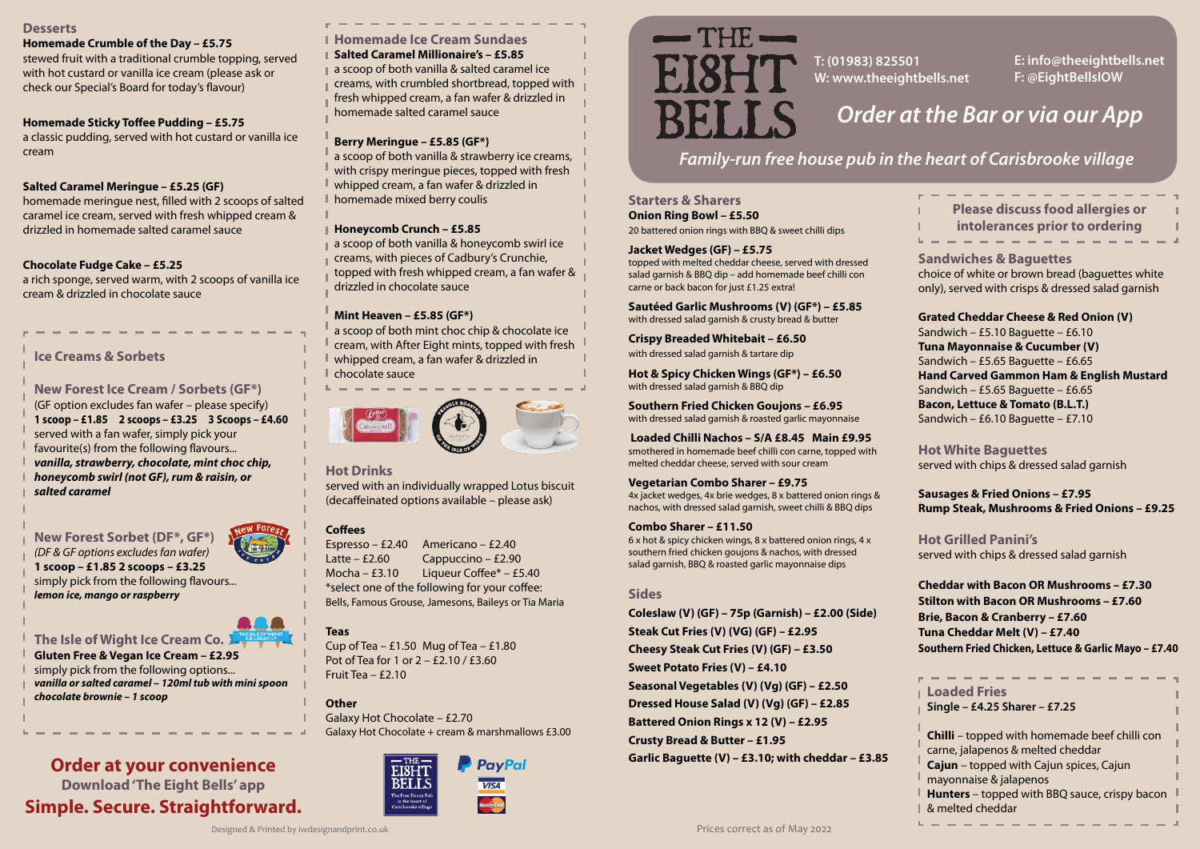## Desserts

**Homemade Crumble of the Day – £5.75**
stewed fruit with a traditional crumble topping, served with hot custard or vanilla ice cream (please ask or check our Special's Board for today's flavour)

**Homemade Sticky Toffee Pudding – £5.75**
a classic pudding, served with hot custard or vanilla ice cream

**Salted Caramel Meringue – £5.25 (GF)**
homemade meringue nest, filled with 2 scoops of salted caramel ice cream, served with fresh whipped cream & drizzled in homemade salted caramel sauce

**Chocolate Fudge Cake – £5.25**
a rich sponge, served warm, with 2 scoops of vanilla ice cream & drizzled in chocolate sauce

## Ice Creams & Sorbets

### New Forest Ice Cream / Sorbets (GF*)

(GF option excludes fan wafer – please specify)
**1 scoop – £1.85  2 scoops – £3.25  3 Scoops – £4.60**
served with a fan wafer, simply pick your favourite(s) from the following flavours...
***vanilla, strawberry, chocolate, mint choc chip, honeycomb swirl (not GF), rum & raisin, or salted caramel***

### New Forest Sorbet (DF*, GF*)

*(DF & GF options excludes fan wafer)*
**1 scoop – £1.85 2 scoops – £3.25**
simply pick from the following flavours...
***lemon ice, mango or raspberry***

### The Isle of Wight Ice Cream Co.

**Gluten Free & Vegan Ice Cream – £2.95**
simply pick from the following options...
***vanilla or salted caramel – 120ml tub with mini spoon***
***chocolate brownie – 1 scoop***

## Order at your convenience

**Download 'The Eight Bells' app**

## Simple. Secure. Straightforward.

## Homemade Ice Cream Sundaes

**Salted Caramel Millionaire's – £5.85**
a scoop of both vanilla & salted caramel ice creams, with crumbled shortbread, topped with fresh whipped cream, a fan wafer & drizzled in homemade salted caramel sauce

**Berry Meringue – £5.85 (GF*)**
a scoop of both vanilla & strawberry ice creams, with crispy meringue pieces, topped with fresh whipped cream, a fan wafer & drizzled in homemade mixed berry coulis

**Honeycomb Crunch – £5.85**
a scoop of both vanilla & honeycomb swirl ice creams, with pieces of Cadbury's Crunchie, topped with fresh whipped cream, a fan wafer & drizzled in chocolate sauce

**Mint Heaven – £5.85 (GF*)**
a scoop of both mint choc chip & chocolate ice cream, with After Eight mints, topped with fresh whipped cream, a fan wafer & drizzled in chocolate sauce

## Hot Drinks

served with an individually wrapped Lotus biscuit (decaffeinated options available – please ask)

### Coffees

Espresso – £2.40  Americano – £2.40
Latte – £2.60  Cappuccino – £2.90
Mocha – £3.10  Liqueur Coffee* – £5.40
*select one of the following for your coffee: Bells, Famous Grouse, Jamesons, Baileys or Tia Maria

### Teas

Cup of Tea – £1.50  Mug of Tea – £1.80
Pot of Tea for 1 or 2 – £2.10 / £3.60
Fruit Tea – £2.10

### Other

Galaxy Hot Chocolate – £2.70
Galaxy Hot Chocolate + cream & marshmallows £3.00

# THE EI8HT BELLS

T: (01983) 825501
W: www.theeightbells.net
E: info@theeightbells.net
F: @EightBellsIOW

## *Order at the Bar or via our App*

*Family-run free house pub in the heart of Carisbrooke village*

## Starters & Sharers

**Onion Ring Bowl – £5.50**
20 battered onion rings with BBQ & sweet chilli dips

**Jacket Wedges (GF) – £5.75**
topped with melted cheddar cheese, served with dressed salad garnish & BBQ dip – add homemade beef chilli con carne or back bacon for just £1.25 extra!

**Sautéed Garlic Mushrooms (V) (GF*) – £5.85**
with dressed salad garnish & crusty bread & butter

**Crispy Breaded Whitebait – £6.50**
with dressed salad garnish & tartare dip

**Hot & Spicy Chicken Wings (GF*) – £6.50**
with dressed salad garnish & BBQ dip

**Southern Fried Chicken Goujons – £6.95**
with dressed salad garnish & roasted garlic mayonnaise

**Loaded Chilli Nachos – S/A £8.45  Main £9.95**
smothered in homemade beef chilli con carne, topped with melted cheddar cheese, served with sour cream

**Vegetarian Combo Sharer – £9.75**
4x jacket wedges, 4x brie wedges, 8 x battered onion rings & nachos, with dressed salad garnish, sweet chilli & BBQ dips

**Combo Sharer – £11.50**
6 x hot & spicy chicken wings, 8 x battered onion rings, 4 x southern fried chicken goujons & nachos, with dressed salad garnish, BBQ & roasted garlic mayonnaise dips

## Sides

**Coleslaw (V) (GF) – 75p (Garnish) – £2.00 (Side)**
**Steak Cut Fries (V) (VG) (GF) – £2.95**
**Cheesy Steak Cut Fries (V) (GF) – £3.50**
**Sweet Potato Fries (V) – £4.10**
**Seasonal Vegetables (V) (Vg) (GF) – £2.50**
**Dressed House Salad (V) (Vg) (GF) – £2.85**
**Battered Onion Rings x 12 (V) – £2.95**
**Crusty Bread & Butter – £1.95**
**Garlic Baguette (V) – £3.10; with cheddar – £3.85**

**Please discuss food allergies or intolerances prior to ordering**

## Sandwiches & Baguettes

choice of white or brown bread (baguettes white only), served with crisps & dressed salad garnish

**Grated Cheddar Cheese & Red Onion (V)**
Sandwich – £5.10 Baguette – £6.10
**Tuna Mayonnaise & Cucumber (V)**
Sandwich – £5.65 Baguette – £6.65
**Hand Carved Gammon Ham & English Mustard**
Sandwich – £5.65 Baguette – £6.65
**Bacon, Lettuce & Tomato (B.L.T.)**
Sandwich – £6.10 Baguette – £7.10

## Hot White Baguettes

served with chips & dressed salad garnish

**Sausages & Fried Onions – £7.95**
**Rump Steak, Mushrooms & Fried Onions – £9.25**

## Hot Grilled Panini's

served with chips & dressed salad garnish

**Cheddar with Bacon OR Mushrooms – £7.30**
**Stilton with Bacon OR Mushrooms – £7.60**
**Brie, Bacon & Cranberry – £7.60**
**Tuna Cheddar Melt (V) – £7.40**
**Southern Fried Chicken, Lettuce & Garlic Mayo – £7.40**

## Loaded Fries

**Single – £4.25 Sharer – £7.25**

**Chilli** – topped with homemade beef chilli con carne, jalapenos & melted cheddar
**Cajun** – topped with Cajun spices, Cajun mayonnaise & jalapenos
**Hunters** – topped with BBQ sauce, crispy bacon & melted cheddar

Designed & Printed by iwdesignandprint.co.uk

Prices correct as of May 2022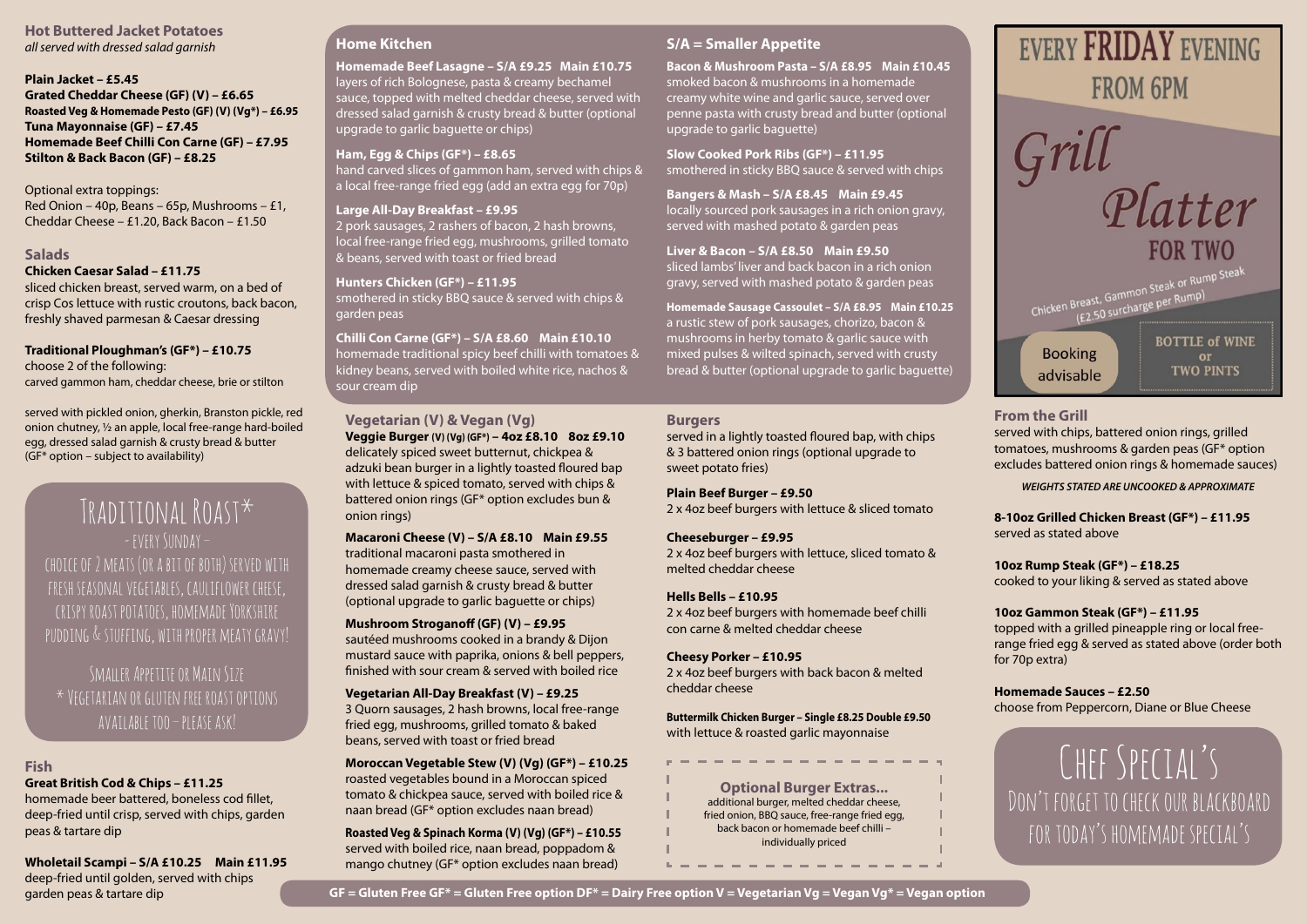## Hot Buttered Jacket Potatoes

*all served with dressed salad garnish*

**Plain Jacket – £5.45**
**Grated Cheddar Cheese (GF) (V) – £6.65**
**Roasted Veg & Homemade Pesto (GF) (V) (Vg*) – £6.95**
**Tuna Mayonnaise (GF) – £7.45**
**Homemade Beef Chilli Con Carne (GF) – £7.95**
**Stilton & Back Bacon (GF) – £8.25**

Optional extra toppings:
Red Onion – 40p, Beans – 65p, Mushrooms – £1, Cheddar Cheese – £1.20, Back Bacon – £1.50

## Salads

**Chicken Caesar Salad – £11.75**
sliced chicken breast, served warm, on a bed of crisp Cos lettuce with rustic croutons, back bacon, freshly shaved parmesan & Caesar dressing

**Traditional Ploughman's (GF*) – £10.75**
choose 2 of the following:
carved gammon ham, cheddar cheese, brie or stilton

served with pickled onion, gherkin, Branston pickle, red onion chutney, ½ an apple, local free-range hard-boiled egg, dressed salad garnish & crusty bread & butter (GF* option – subject to availability)

## Traditional Roast*

- Every Sunday -

Choice of 2 meats (or a bit of both) served with fresh seasonal vegetables, cauliflower cheese, crispy roast potatoes, homemade Yorkshire pudding & stuffing, with proper meaty gravy!

Smaller Appetite or Main Size
* Vegetarian or gluten free roast options available too – please ask!

## Fish

**Great British Cod & Chips – £11.25**
homemade beer battered, boneless cod fillet, deep-fried until crisp, served with chips, garden peas & tartare dip

**Wholetail Scampi – S/A £10.25 Main £11.95**
deep-fried until golden, served with chips garden peas & tartare dip

## Home Kitchen

**Homemade Beef Lasagne – S/A £9.25 Main £10.75**
layers of rich Bolognese, pasta & creamy bechamel sauce, topped with melted cheddar cheese, served with dressed salad garnish & crusty bread & butter (optional upgrade to garlic baguette or chips)

**Ham, Egg & Chips (GF*) – £8.65**
hand carved slices of gammon ham, served with chips & a local free-range fried egg (add an extra egg for 70p)

**Large All-Day Breakfast – £9.95**
2 pork sausages, 2 rashers of bacon, 2 hash browns, local free-range fried egg, mushrooms, grilled tomato & beans, served with toast or fried bread

**Hunters Chicken (GF*) – £11.95**
smothered in sticky BBQ sauce & served with chips & garden peas

**Chilli Con Carne (GF*) – S/A £8.60 Main £10.10**
homemade traditional spicy beef chilli with tomatoes & kidney beans, served with boiled white rice, nachos & sour cream dip

## S/A = Smaller Appetite

**Bacon & Mushroom Pasta – S/A £8.95 Main £10.45**
smoked bacon & mushrooms in a homemade creamy white wine and garlic sauce, served over penne pasta with crusty bread and butter (optional upgrade to garlic baguette)

**Slow Cooked Pork Ribs (GF*) – £11.95**
smothered in sticky BBQ sauce & served with chips

**Bangers & Mash – S/A £8.45 Main £9.45**
locally sourced pork sausages in a rich onion gravy, served with mashed potato & garden peas

**Liver & Bacon – S/A £8.50 Main £9.50**
sliced lambs' liver and back bacon in a rich onion gravy, served with mashed potato & garden peas

**Homemade Sausage Cassoulet – S/A £8.95 Main £10.25**
a rustic stew of pork sausages, chorizo, bacon & mushrooms in herby tomato & garlic sauce with mixed pulses & wilted spinach, served with crusty bread & butter (optional upgrade to garlic baguette)

## Vegetarian (V) & Vegan (Vg)

**Veggie Burger (V) (Vg) (GF*) – 4oz £8.10 8oz £9.10**
delicately spiced sweet butternut, chickpea & adzuki bean burger in a lightly toasted floured bap with lettuce & spiced tomato, served with chips & battered onion rings (GF* option excludes bun & onion rings)

**Macaroni Cheese (V) – S/A £8.10 Main £9.55**
traditional macaroni pasta smothered in homemade creamy cheese sauce, served with dressed salad garnish & crusty bread & butter (optional upgrade to garlic baguette or chips)

**Mushroom Stroganoff (GF) (V) – £9.95**
sautéed mushrooms cooked in a brandy & Dijon mustard sauce with paprika, onions & bell peppers, finished with sour cream & served with boiled rice

**Vegetarian All-Day Breakfast (V) – £9.25**
3 Quorn sausages, 2 hash browns, local free-range fried egg, mushrooms, grilled tomato & baked beans, served with toast or fried bread

**Moroccan Vegetable Stew (V) (Vg) (GF*) – £10.25**
roasted vegetables bound in a Moroccan spiced tomato & chickpea sauce, served with boiled rice & naan bread (GF* option excludes naan bread)

**Roasted Veg & Spinach Korma (V) (Vg) (GF*) – £10.55**
served with boiled rice, naan bread, poppadom & mango chutney (GF* option excludes naan bread)

## Burgers

served in a lightly toasted floured bap, with chips & 3 battered onion rings (optional upgrade to sweet potato fries)

**Plain Beef Burger – £9.50**
2 x 4oz beef burgers with lettuce & sliced tomato

**Cheeseburger – £9.95**
2 x 4oz beef burgers with lettuce, sliced tomato & melted cheddar cheese

**Hells Bells – £10.95**
2 x 4oz beef burgers with homemade beef chilli con carne & melted cheddar cheese

**Cheesy Porker – £10.95**
2 x 4oz beef burgers with back bacon & melted cheddar cheese

**Buttermilk Chicken Burger – Single £8.25 Double £9.50**
with lettuce & roasted garlic mayonnaise

**Optional Burger Extras...**
additional burger, melted cheddar cheese, fried onion, BBQ sauce, free-range fried egg, back bacon or homemade beef chilli – individually priced

## Every Friday Evening From 6pm

# Grill Platter For Two

Chicken Breast, Gammon Steak or Rump Steak (£2.50 surcharge per Rump)

Booking advisable

Bottle of Wine or Two Pints

## From the Grill

served with chips, battered onion rings, grilled tomatoes, mushrooms & garden peas (GF* option excludes battered onion rings & homemade sauces)

***WEIGHTS STATED ARE UNCOOKED & APPROXIMATE***

**8-10oz Grilled Chicken Breast (GF*) – £11.95**
served as stated above

**10oz Rump Steak (GF*) – £18.25**
cooked to your liking & served as stated above

**10oz Gammon Steak (GF*) – £11.95**
topped with a grilled pineapple ring or local free-range fried egg & served as stated above (order both for 70p extra)

**Homemade Sauces – £2.50**
choose from Peppercorn, Diane or Blue Cheese

## Chef Special's

Don't forget to check our blackboard for today's homemade special's

**GF = Gluten Free GF* = Gluten Free option DF* = Dairy Free option V = Vegetarian Vg = Vegan Vg* = Vegan option**